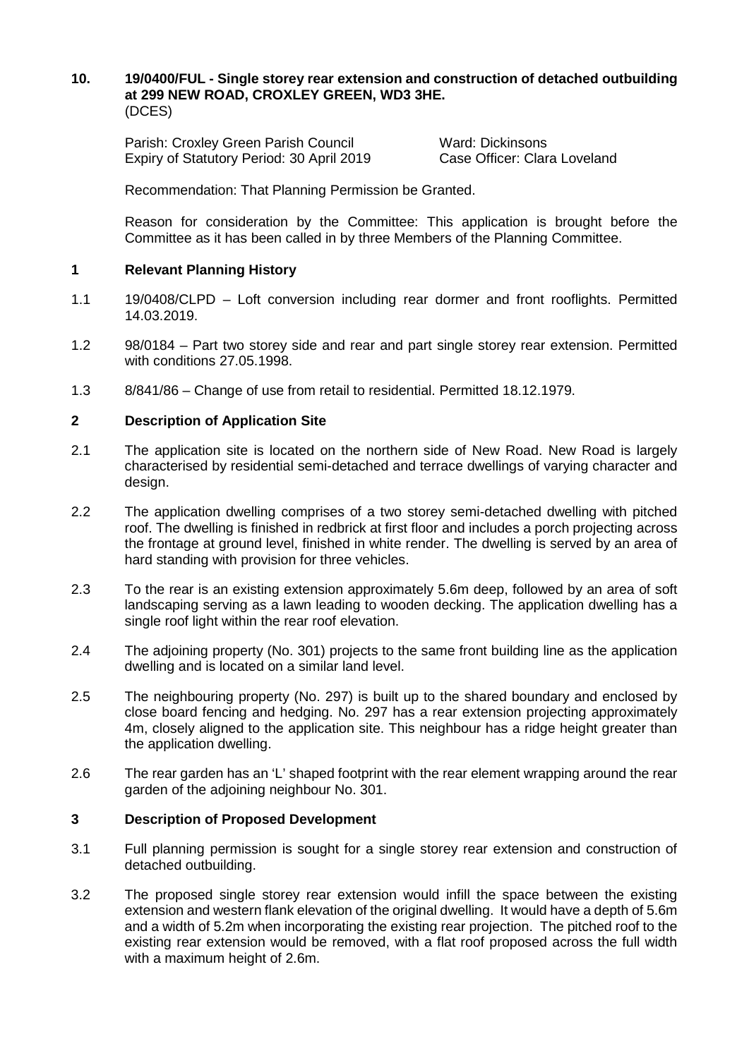## 10. 19/0400/FUL - Single storey rear extension and construction of detached outbuilding at 299 NEW ROAD, CROXLEY GREEN, WD3 3HE.

(DCES)

Parish: Croxley Green Parish Council
Ward: Dickinsons
Expiry of Statutory Period: 30 April 2019
Case Officer: Clara Loveland

Recommendation: That Planning Permission be Granted.

Reason for consideration by the Committee: This application is brought before the Committee as it has been called in by three Members of the Planning Committee.

### 1 Relevant Planning History

1.1 19/0408/CLPD – Loft conversion including rear dormer and front rooflights. Permitted 14.03.2019.

1.2 98/0184 – Part two storey side and rear and part single storey rear extension. Permitted with conditions 27.05.1998.

1.3 8/841/86 – Change of use from retail to residential. Permitted 18.12.1979.

### 2 Description of Application Site

2.1 The application site is located on the northern side of New Road. New Road is largely characterised by residential semi-detached and terrace dwellings of varying character and design.

2.2 The application dwelling comprises of a two storey semi-detached dwelling with pitched roof. The dwelling is finished in redbrick at first floor and includes a porch projecting across the frontage at ground level, finished in white render. The dwelling is served by an area of hard standing with provision for three vehicles.

2.3 To the rear is an existing extension approximately 5.6m deep, followed by an area of soft landscaping serving as a lawn leading to wooden decking. The application dwelling has a single roof light within the rear roof elevation.

2.4 The adjoining property (No. 301) projects to the same front building line as the application dwelling and is located on a similar land level.

2.5 The neighbouring property (No. 297) is built up to the shared boundary and enclosed by close board fencing and hedging. No. 297 has a rear extension projecting approximately 4m, closely aligned to the application site. This neighbour has a ridge height greater than the application dwelling.

2.6 The rear garden has an 'L' shaped footprint with the rear element wrapping around the rear garden of the adjoining neighbour No. 301.

### 3 Description of Proposed Development

3.1 Full planning permission is sought for a single storey rear extension and construction of detached outbuilding.

3.2 The proposed single storey rear extension would infill the space between the existing extension and western flank elevation of the original dwelling. It would have a depth of 5.6m and a width of 5.2m when incorporating the existing rear projection. The pitched roof to the existing rear extension would be removed, with a flat roof proposed across the full width with a maximum height of 2.6m.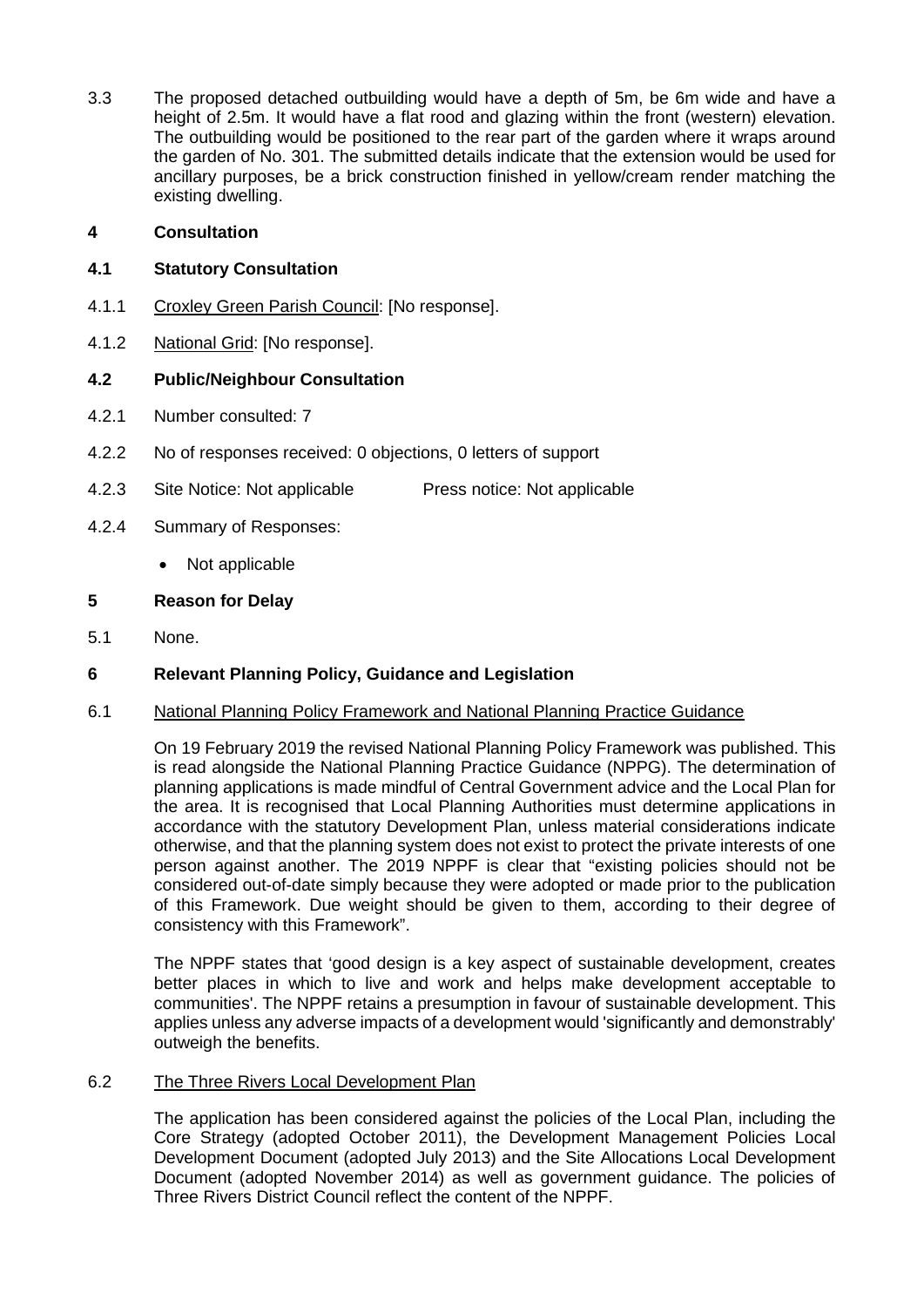3.3 The proposed detached outbuilding would have a depth of 5m, be 6m wide and have a height of 2.5m. It would have a flat rood and glazing within the front (western) elevation. The outbuilding would be positioned to the rear part of the garden where it wraps around the garden of No. 301. The submitted details indicate that the extension would be used for ancillary purposes, be a brick construction finished in yellow/cream render matching the existing dwelling.

## 4 Consultation

### 4.1 Statutory Consultation

4.1.1 Croxley Green Parish Council: [No response].

4.1.2 National Grid: [No response].

### 4.2 Public/Neighbour Consultation

4.2.1 Number consulted: 7

4.2.2 No of responses received: 0 objections, 0 letters of support

4.2.3 Site Notice: Not applicable          Press notice: Not applicable

4.2.4 Summary of Responses:

- Not applicable

## 5 Reason for Delay

5.1 None.

## 6 Relevant Planning Policy, Guidance and Legislation

6.1 National Planning Policy Framework and National Planning Practice Guidance

On 19 February 2019 the revised National Planning Policy Framework was published. This is read alongside the National Planning Practice Guidance (NPPG). The determination of planning applications is made mindful of Central Government advice and the Local Plan for the area. It is recognised that Local Planning Authorities must determine applications in accordance with the statutory Development Plan, unless material considerations indicate otherwise, and that the planning system does not exist to protect the private interests of one person against another. The 2019 NPPF is clear that "existing policies should not be considered out-of-date simply because they were adopted or made prior to the publication of this Framework. Due weight should be given to them, according to their degree of consistency with this Framework".

The NPPF states that 'good design is a key aspect of sustainable development, creates better places in which to live and work and helps make development acceptable to communities'. The NPPF retains a presumption in favour of sustainable development. This applies unless any adverse impacts of a development would 'significantly and demonstrably' outweigh the benefits.

6.2 The Three Rivers Local Development Plan

The application has been considered against the policies of the Local Plan, including the Core Strategy (adopted October 2011), the Development Management Policies Local Development Document (adopted July 2013) and the Site Allocations Local Development Document (adopted November 2014) as well as government guidance. The policies of Three Rivers District Council reflect the content of the NPPF.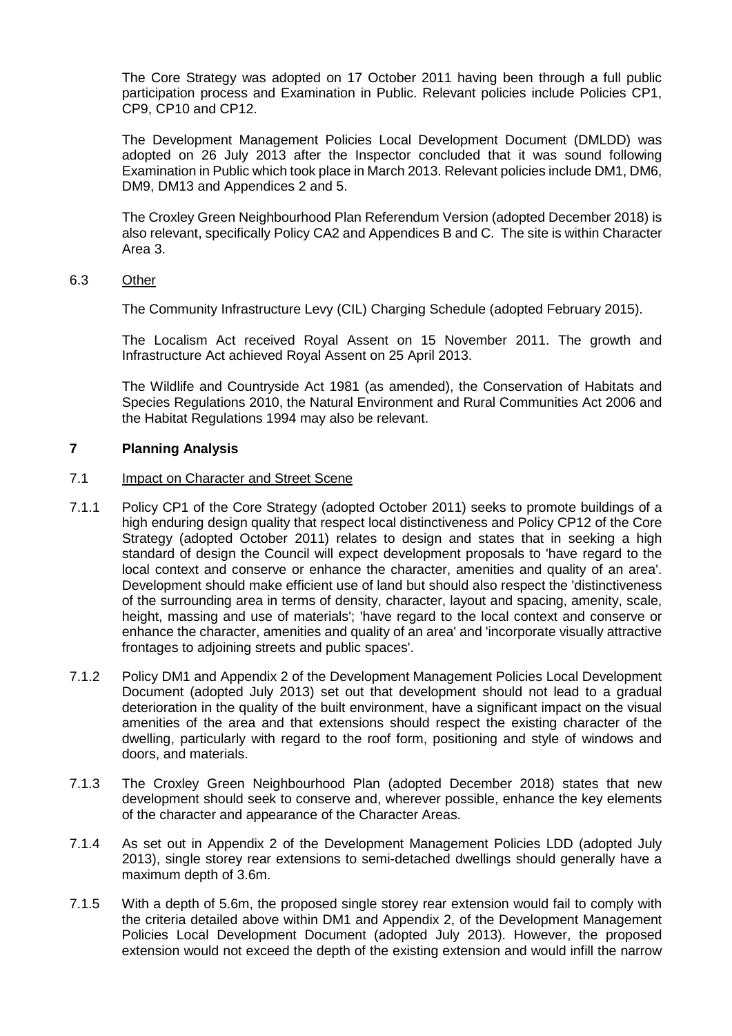The Core Strategy was adopted on 17 October 2011 having been through a full public participation process and Examination in Public. Relevant policies include Policies CP1, CP9, CP10 and CP12.

The Development Management Policies Local Development Document (DMLDD) was adopted on 26 July 2013 after the Inspector concluded that it was sound following Examination in Public which took place in March 2013. Relevant policies include DM1, DM6, DM9, DM13 and Appendices 2 and 5.

The Croxley Green Neighbourhood Plan Referendum Version (adopted December 2018) is also relevant, specifically Policy CA2 and Appendices B and C. The site is within Character Area 3.

6.3 Other

The Community Infrastructure Levy (CIL) Charging Schedule (adopted February 2015).

The Localism Act received Royal Assent on 15 November 2011. The growth and Infrastructure Act achieved Royal Assent on 25 April 2013.

The Wildlife and Countryside Act 1981 (as amended), the Conservation of Habitats and Species Regulations 2010, the Natural Environment and Rural Communities Act 2006 and the Habitat Regulations 1994 may also be relevant.

## 7 Planning Analysis

7.1 Impact on Character and Street Scene

7.1.1 Policy CP1 of the Core Strategy (adopted October 2011) seeks to promote buildings of a high enduring design quality that respect local distinctiveness and Policy CP12 of the Core Strategy (adopted October 2011) relates to design and states that in seeking a high standard of design the Council will expect development proposals to 'have regard to the local context and conserve or enhance the character, amenities and quality of an area'. Development should make efficient use of land but should also respect the 'distinctiveness of the surrounding area in terms of density, character, layout and spacing, amenity, scale, height, massing and use of materials'; 'have regard to the local context and conserve or enhance the character, amenities and quality of an area' and 'incorporate visually attractive frontages to adjoining streets and public spaces'.

7.1.2 Policy DM1 and Appendix 2 of the Development Management Policies Local Development Document (adopted July 2013) set out that development should not lead to a gradual deterioration in the quality of the built environment, have a significant impact on the visual amenities of the area and that extensions should respect the existing character of the dwelling, particularly with regard to the roof form, positioning and style of windows and doors, and materials.

7.1.3 The Croxley Green Neighbourhood Plan (adopted December 2018) states that new development should seek to conserve and, wherever possible, enhance the key elements of the character and appearance of the Character Areas.

7.1.4 As set out in Appendix 2 of the Development Management Policies LDD (adopted July 2013), single storey rear extensions to semi-detached dwellings should generally have a maximum depth of 3.6m.

7.1.5 With a depth of 5.6m, the proposed single storey rear extension would fail to comply with the criteria detailed above within DM1 and Appendix 2, of the Development Management Policies Local Development Document (adopted July 2013). However, the proposed extension would not exceed the depth of the existing extension and would infill the narrow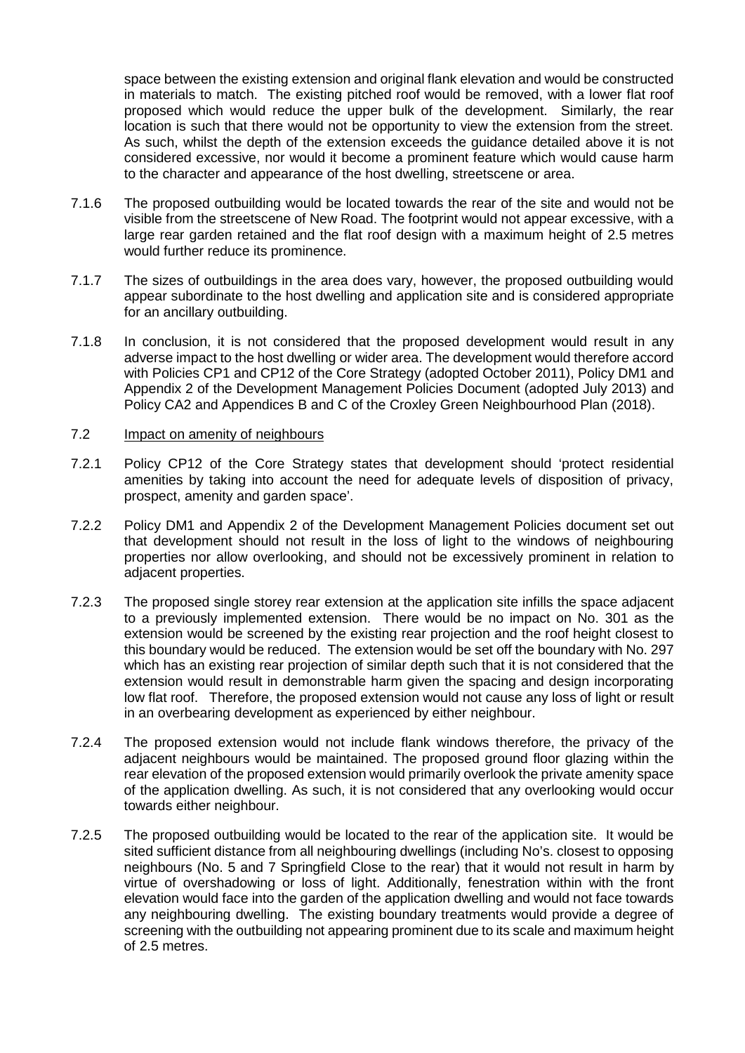space between the existing extension and original flank elevation and would be constructed in materials to match. The existing pitched roof would be removed, with a lower flat roof proposed which would reduce the upper bulk of the development. Similarly, the rear location is such that there would not be opportunity to view the extension from the street. As such, whilst the depth of the extension exceeds the guidance detailed above it is not considered excessive, nor would it become a prominent feature which would cause harm to the character and appearance of the host dwelling, streetscene or area.

7.1.6 The proposed outbuilding would be located towards the rear of the site and would not be visible from the streetscene of New Road. The footprint would not appear excessive, with a large rear garden retained and the flat roof design with a maximum height of 2.5 metres would further reduce its prominence.

7.1.7 The sizes of outbuildings in the area does vary, however, the proposed outbuilding would appear subordinate to the host dwelling and application site and is considered appropriate for an ancillary outbuilding.

7.1.8 In conclusion, it is not considered that the proposed development would result in any adverse impact to the host dwelling or wider area. The development would therefore accord with Policies CP1 and CP12 of the Core Strategy (adopted October 2011), Policy DM1 and Appendix 2 of the Development Management Policies Document (adopted July 2013) and Policy CA2 and Appendices B and C of the Croxley Green Neighbourhood Plan (2018).

7.2 Impact on amenity of neighbours

7.2.1 Policy CP12 of the Core Strategy states that development should 'protect residential amenities by taking into account the need for adequate levels of disposition of privacy, prospect, amenity and garden space'.

7.2.2 Policy DM1 and Appendix 2 of the Development Management Policies document set out that development should not result in the loss of light to the windows of neighbouring properties nor allow overlooking, and should not be excessively prominent in relation to adjacent properties.

7.2.3 The proposed single storey rear extension at the application site infills the space adjacent to a previously implemented extension. There would be no impact on No. 301 as the extension would be screened by the existing rear projection and the roof height closest to this boundary would be reduced. The extension would be set off the boundary with No. 297 which has an existing rear projection of similar depth such that it is not considered that the extension would result in demonstrable harm given the spacing and design incorporating low flat roof. Therefore, the proposed extension would not cause any loss of light or result in an overbearing development as experienced by either neighbour.

7.2.4 The proposed extension would not include flank windows therefore, the privacy of the adjacent neighbours would be maintained. The proposed ground floor glazing within the rear elevation of the proposed extension would primarily overlook the private amenity space of the application dwelling. As such, it is not considered that any overlooking would occur towards either neighbour.

7.2.5 The proposed outbuilding would be located to the rear of the application site. It would be sited sufficient distance from all neighbouring dwellings (including No's. closest to opposing neighbours (No. 5 and 7 Springfield Close to the rear) that it would not result in harm by virtue of overshadowing or loss of light. Additionally, fenestration within with the front elevation would face into the garden of the application dwelling and would not face towards any neighbouring dwelling. The existing boundary treatments would provide a degree of screening with the outbuilding not appearing prominent due to its scale and maximum height of 2.5 metres.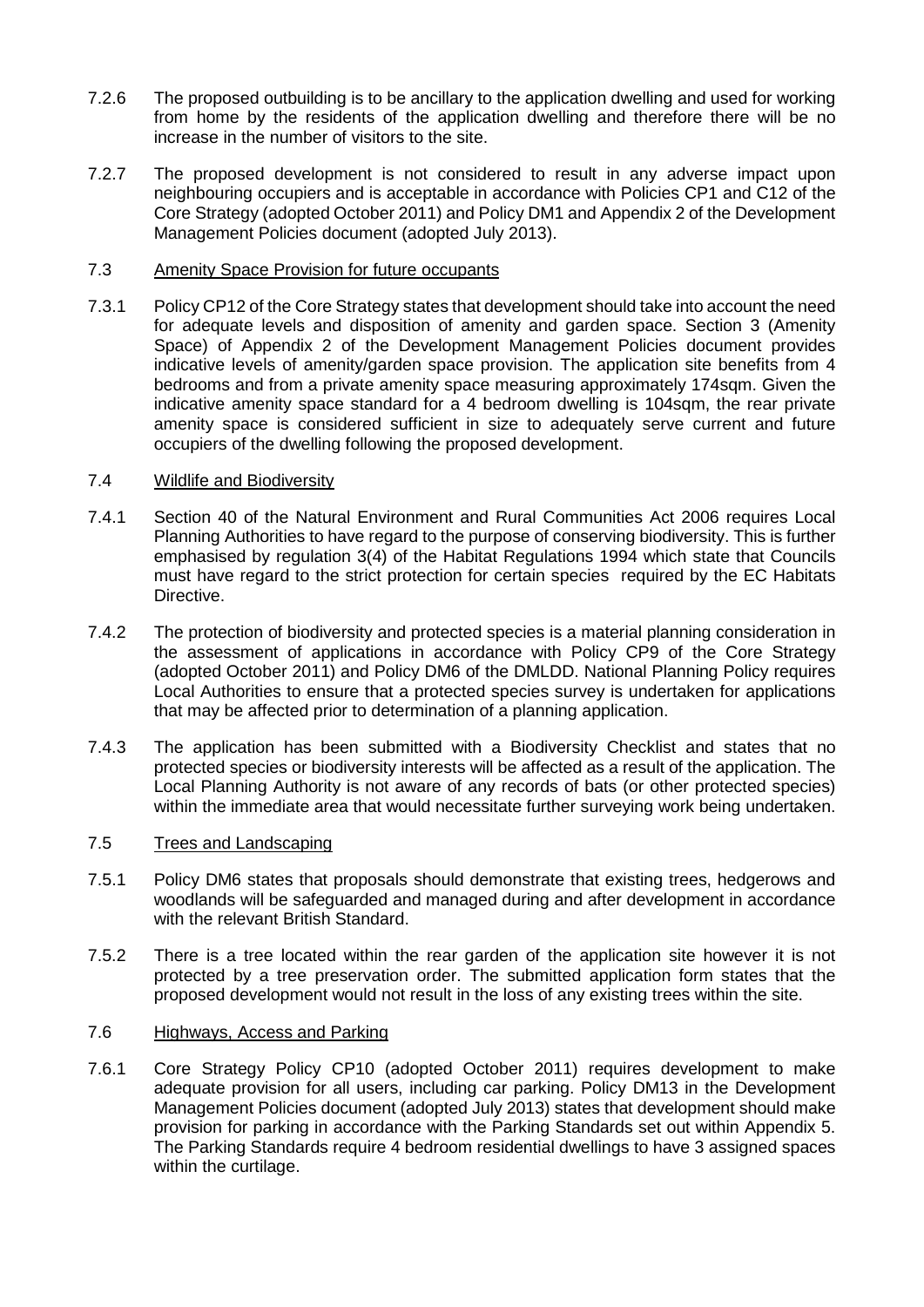7.2.6 The proposed outbuilding is to be ancillary to the application dwelling and used for working from home by the residents of the application dwelling and therefore there will be no increase in the number of visitors to the site.

7.2.7 The proposed development is not considered to result in any adverse impact upon neighbouring occupiers and is acceptable in accordance with Policies CP1 and C12 of the Core Strategy (adopted October 2011) and Policy DM1 and Appendix 2 of the Development Management Policies document (adopted July 2013).

7.3 <u>Amenity Space Provision for future occupants</u>

7.3.1 Policy CP12 of the Core Strategy states that development should take into account the need for adequate levels and disposition of amenity and garden space. Section 3 (Amenity Space) of Appendix 2 of the Development Management Policies document provides indicative levels of amenity/garden space provision. The application site benefits from 4 bedrooms and from a private amenity space measuring approximately 174sqm. Given the indicative amenity space standard for a 4 bedroom dwelling is 104sqm, the rear private amenity space is considered sufficient in size to adequately serve current and future occupiers of the dwelling following the proposed development.

7.4 <u>Wildlife and Biodiversity</u>

7.4.1 Section 40 of the Natural Environment and Rural Communities Act 2006 requires Local Planning Authorities to have regard to the purpose of conserving biodiversity. This is further emphasised by regulation 3(4) of the Habitat Regulations 1994 which state that Councils must have regard to the strict protection for certain species required by the EC Habitats Directive.

7.4.2 The protection of biodiversity and protected species is a material planning consideration in the assessment of applications in accordance with Policy CP9 of the Core Strategy (adopted October 2011) and Policy DM6 of the DMLDD. National Planning Policy requires Local Authorities to ensure that a protected species survey is undertaken for applications that may be affected prior to determination of a planning application.

7.4.3 The application has been submitted with a Biodiversity Checklist and states that no protected species or biodiversity interests will be affected as a result of the application. The Local Planning Authority is not aware of any records of bats (or other protected species) within the immediate area that would necessitate further surveying work being undertaken.

7.5 <u>Trees and Landscaping</u>

7.5.1 Policy DM6 states that proposals should demonstrate that existing trees, hedgerows and woodlands will be safeguarded and managed during and after development in accordance with the relevant British Standard.

7.5.2 There is a tree located within the rear garden of the application site however it is not protected by a tree preservation order. The submitted application form states that the proposed development would not result in the loss of any existing trees within the site.

7.6 <u>Highways, Access and Parking</u>

7.6.1 Core Strategy Policy CP10 (adopted October 2011) requires development to make adequate provision for all users, including car parking. Policy DM13 in the Development Management Policies document (adopted July 2013) states that development should make provision for parking in accordance with the Parking Standards set out within Appendix 5. The Parking Standards require 4 bedroom residential dwellings to have 3 assigned spaces within the curtilage.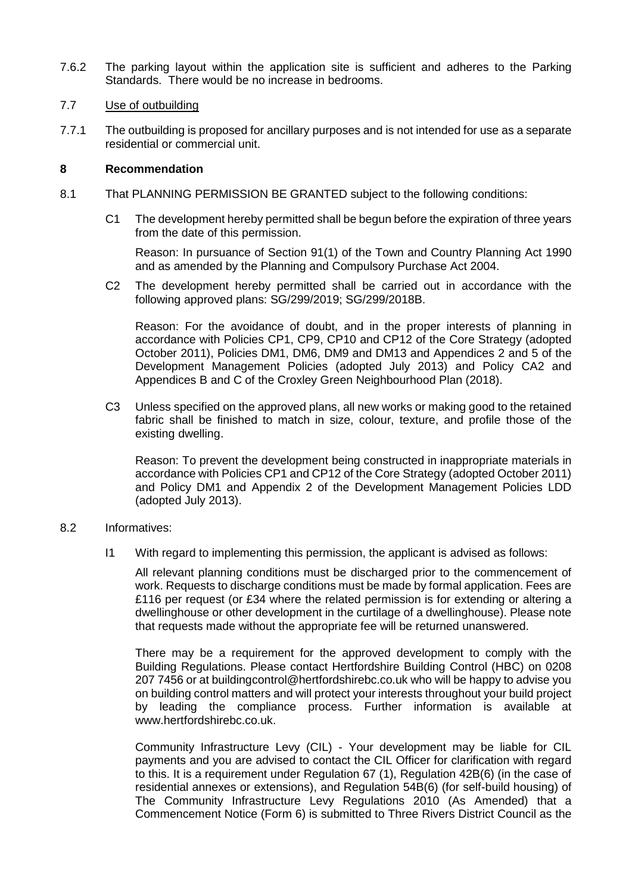7.6.2 The parking layout within the application site is sufficient and adheres to the Parking Standards. There would be no increase in bedrooms.

7.7 Use of outbuilding

7.7.1 The outbuilding is proposed for ancillary purposes and is not intended for use as a separate residential or commercial unit.

## 8 Recommendation

8.1 That PLANNING PERMISSION BE GRANTED subject to the following conditions:

C1 The development hereby permitted shall be begun before the expiration of three years from the date of this permission.

Reason: In pursuance of Section 91(1) of the Town and Country Planning Act 1990 and as amended by the Planning and Compulsory Purchase Act 2004.

C2 The development hereby permitted shall be carried out in accordance with the following approved plans: SG/299/2019; SG/299/2018B.

Reason: For the avoidance of doubt, and in the proper interests of planning in accordance with Policies CP1, CP9, CP10 and CP12 of the Core Strategy (adopted October 2011), Policies DM1, DM6, DM9 and DM13 and Appendices 2 and 5 of the Development Management Policies (adopted July 2013) and Policy CA2 and Appendices B and C of the Croxley Green Neighbourhood Plan (2018).

C3 Unless specified on the approved plans, all new works or making good to the retained fabric shall be finished to match in size, colour, texture, and profile those of the existing dwelling.

Reason: To prevent the development being constructed in inappropriate materials in accordance with Policies CP1 and CP12 of the Core Strategy (adopted October 2011) and Policy DM1 and Appendix 2 of the Development Management Policies LDD (adopted July 2013).

8.2 Informatives:

I1 With regard to implementing this permission, the applicant is advised as follows:

All relevant planning conditions must be discharged prior to the commencement of work. Requests to discharge conditions must be made by formal application. Fees are £116 per request (or £34 where the related permission is for extending or altering a dwellinghouse or other development in the curtilage of a dwellinghouse). Please note that requests made without the appropriate fee will be returned unanswered.

There may be a requirement for the approved development to comply with the Building Regulations. Please contact Hertfordshire Building Control (HBC) on 0208 207 7456 or at buildingcontrol@hertfordshirebc.co.uk who will be happy to advise you on building control matters and will protect your interests throughout your build project by leading the compliance process. Further information is available at www.hertfordshirebc.co.uk.

Community Infrastructure Levy (CIL) - Your development may be liable for CIL payments and you are advised to contact the CIL Officer for clarification with regard to this. It is a requirement under Regulation 67 (1), Regulation 42B(6) (in the case of residential annexes or extensions), and Regulation 54B(6) (for self-build housing) of The Community Infrastructure Levy Regulations 2010 (As Amended) that a Commencement Notice (Form 6) is submitted to Three Rivers District Council as the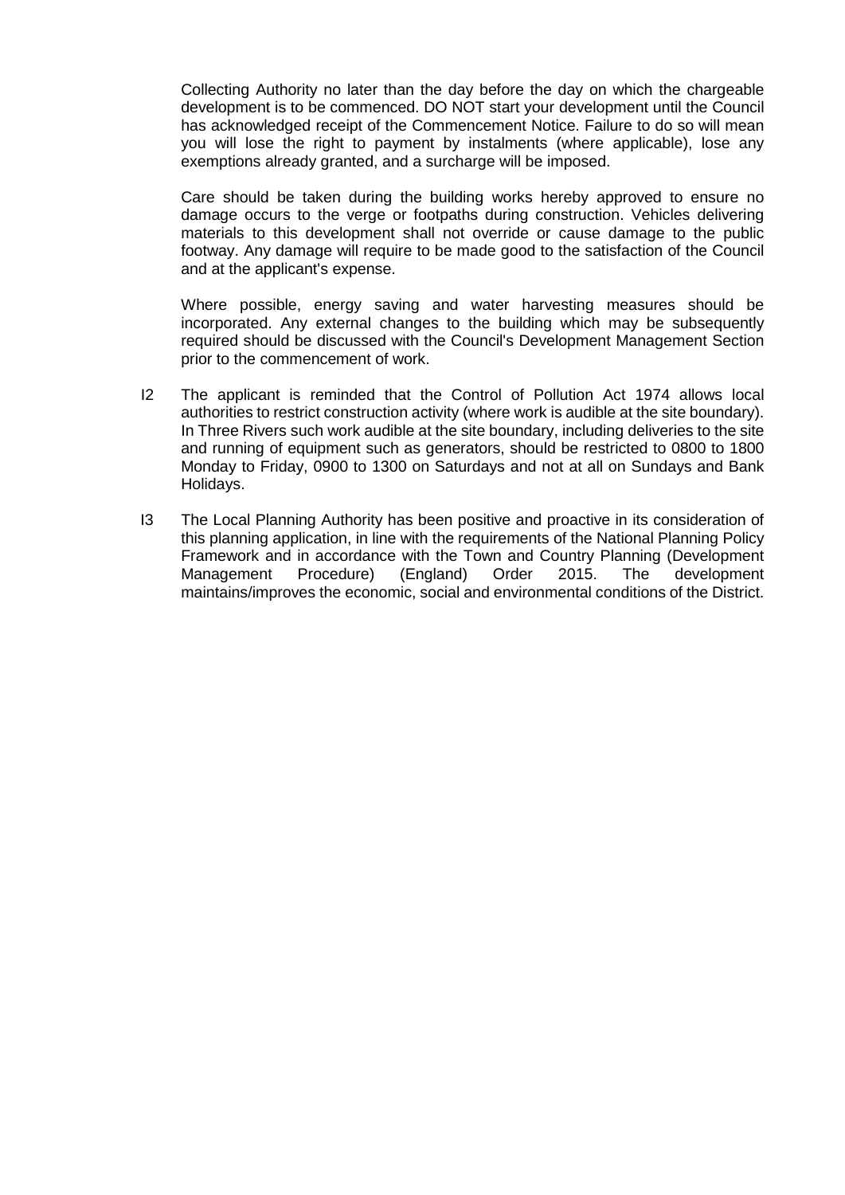Collecting Authority no later than the day before the day on which the chargeable development is to be commenced. DO NOT start your development until the Council has acknowledged receipt of the Commencement Notice. Failure to do so will mean you will lose the right to payment by instalments (where applicable), lose any exemptions already granted, and a surcharge will be imposed.

Care should be taken during the building works hereby approved to ensure no damage occurs to the verge or footpaths during construction. Vehicles delivering materials to this development shall not override or cause damage to the public footway. Any damage will require to be made good to the satisfaction of the Council and at the applicant's expense.

Where possible, energy saving and water harvesting measures should be incorporated. Any external changes to the building which may be subsequently required should be discussed with the Council's Development Management Section prior to the commencement of work.

I2 The applicant is reminded that the Control of Pollution Act 1974 allows local authorities to restrict construction activity (where work is audible at the site boundary). In Three Rivers such work audible at the site boundary, including deliveries to the site and running of equipment such as generators, should be restricted to 0800 to 1800 Monday to Friday, 0900 to 1300 on Saturdays and not at all on Sundays and Bank Holidays.

I3 The Local Planning Authority has been positive and proactive in its consideration of this planning application, in line with the requirements of the National Planning Policy Framework and in accordance with the Town and Country Planning (Development Management Procedure) (England) Order 2015. The development maintains/improves the economic, social and environmental conditions of the District.